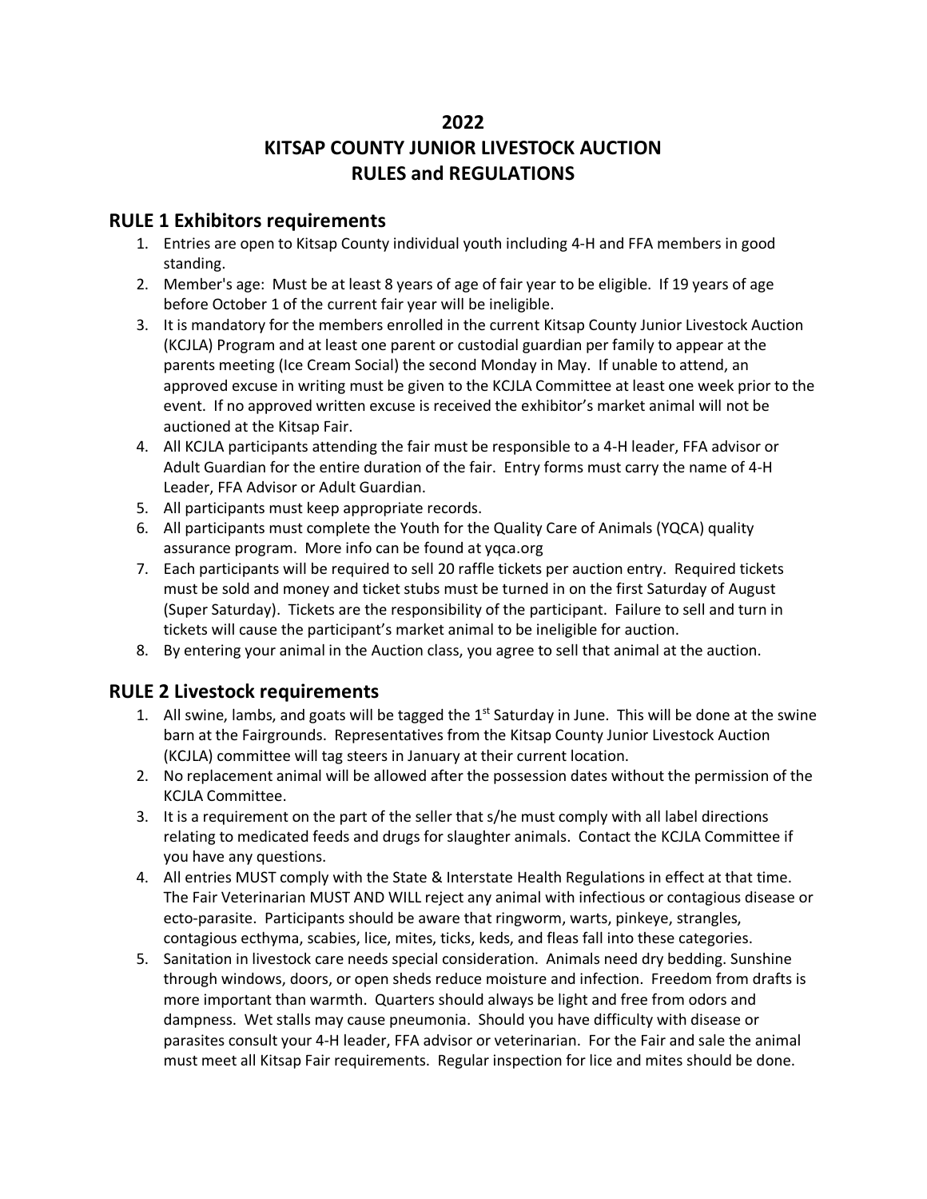# 2022
# KITSAP COUNTY JUNIOR LIVESTOCK AUCTION
# RULES and REGULATIONS

## RULE 1 Exhibitors requirements

1. Entries are open to Kitsap County individual youth including 4-H and FFA members in good standing.
2. Member's age: Must be at least 8 years of age of fair year to be eligible. If 19 years of age before October 1 of the current fair year will be ineligible.
3. It is mandatory for the members enrolled in the current Kitsap County Junior Livestock Auction (KCJLA) Program and at least one parent or custodial guardian per family to appear at the parents meeting (Ice Cream Social) the second Monday in May. If unable to attend, an approved excuse in writing must be given to the KCJLA Committee at least one week prior to the event. If no approved written excuse is received the exhibitor's market animal will not be auctioned at the Kitsap Fair.
4. All KCJLA participants attending the fair must be responsible to a 4-H leader, FFA advisor or Adult Guardian for the entire duration of the fair. Entry forms must carry the name of 4-H Leader, FFA Advisor or Adult Guardian.
5. All participants must keep appropriate records.
6. All participants must complete the Youth for the Quality Care of Animals (YQCA) quality assurance program. More info can be found at yqca.org
7. Each participants will be required to sell 20 raffle tickets per auction entry. Required tickets must be sold and money and ticket stubs must be turned in on the first Saturday of August (Super Saturday). Tickets are the responsibility of the participant. Failure to sell and turn in tickets will cause the participant's market animal to be ineligible for auction.
8. By entering your animal in the Auction class, you agree to sell that animal at the auction.

## RULE 2 Livestock requirements

1. All swine, lambs, and goats will be tagged the 1st Saturday in June. This will be done at the swine barn at the Fairgrounds. Representatives from the Kitsap County Junior Livestock Auction (KCJLA) committee will tag steers in January at their current location.
2. No replacement animal will be allowed after the possession dates without the permission of the KCJLA Committee.
3. It is a requirement on the part of the seller that s/he must comply with all label directions relating to medicated feeds and drugs for slaughter animals. Contact the KCJLA Committee if you have any questions.
4. All entries MUST comply with the State & Interstate Health Regulations in effect at that time. The Fair Veterinarian MUST AND WILL reject any animal with infectious or contagious disease or ecto-parasite. Participants should be aware that ringworm, warts, pinkeye, strangles, contagious ecthyma, scabies, lice, mites, ticks, keds, and fleas fall into these categories.
5. Sanitation in livestock care needs special consideration. Animals need dry bedding. Sunshine through windows, doors, or open sheds reduce moisture and infection. Freedom from drafts is more important than warmth. Quarters should always be light and free from odors and dampness. Wet stalls may cause pneumonia. Should you have difficulty with disease or parasites consult your 4-H leader, FFA advisor or veterinarian. For the Fair and sale the animal must meet all Kitsap Fair requirements. Regular inspection for lice and mites should be done.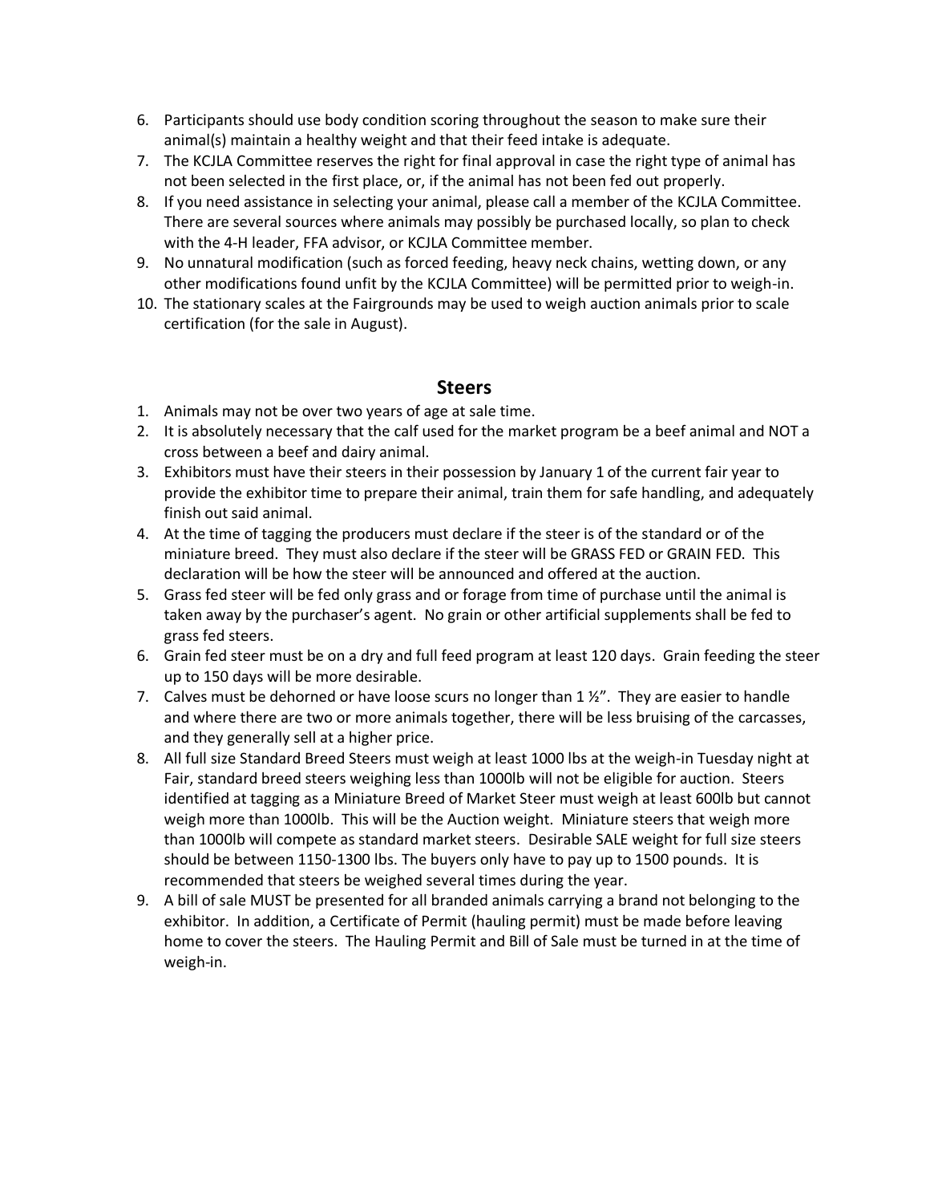6. Participants should use body condition scoring throughout the season to make sure their animal(s) maintain a healthy weight and that their feed intake is adequate.
7. The KCJLA Committee reserves the right for final approval in case the right type of animal has not been selected in the first place, or, if the animal has not been fed out properly.
8. If you need assistance in selecting your animal, please call a member of the KCJLA Committee. There are several sources where animals may possibly be purchased locally, so plan to check with the 4-H leader, FFA advisor, or KCJLA Committee member.
9. No unnatural modification (such as forced feeding, heavy neck chains, wetting down, or any other modifications found unfit by the KCJLA Committee) will be permitted prior to weigh-in.
10. The stationary scales at the Fairgrounds may be used to weigh auction animals prior to scale certification (for the sale in August).

## Steers

1. Animals may not be over two years of age at sale time.
2. It is absolutely necessary that the calf used for the market program be a beef animal and NOT a cross between a beef and dairy animal.
3. Exhibitors must have their steers in their possession by January 1 of the current fair year to provide the exhibitor time to prepare their animal, train them for safe handling, and adequately finish out said animal.
4. At the time of tagging the producers must declare if the steer is of the standard or of the miniature breed. They must also declare if the steer will be GRASS FED or GRAIN FED. This declaration will be how the steer will be announced and offered at the auction.
5. Grass fed steer will be fed only grass and or forage from time of purchase until the animal is taken away by the purchaser's agent. No grain or other artificial supplements shall be fed to grass fed steers.
6. Grain fed steer must be on a dry and full feed program at least 120 days. Grain feeding the steer up to 150 days will be more desirable.
7. Calves must be dehorned or have loose scurs no longer than 1 ½". They are easier to handle and where there are two or more animals together, there will be less bruising of the carcasses, and they generally sell at a higher price.
8. All full size Standard Breed Steers must weigh at least 1000 lbs at the weigh-in Tuesday night at Fair, standard breed steers weighing less than 1000lb will not be eligible for auction. Steers identified at tagging as a Miniature Breed of Market Steer must weigh at least 600lb but cannot weigh more than 1000lb. This will be the Auction weight. Miniature steers that weigh more than 1000lb will compete as standard market steers. Desirable SALE weight for full size steers should be between 1150-1300 lbs. The buyers only have to pay up to 1500 pounds. It is recommended that steers be weighed several times during the year.
9. A bill of sale MUST be presented for all branded animals carrying a brand not belonging to the exhibitor. In addition, a Certificate of Permit (hauling permit) must be made before leaving home to cover the steers. The Hauling Permit and Bill of Sale must be turned in at the time of weigh-in.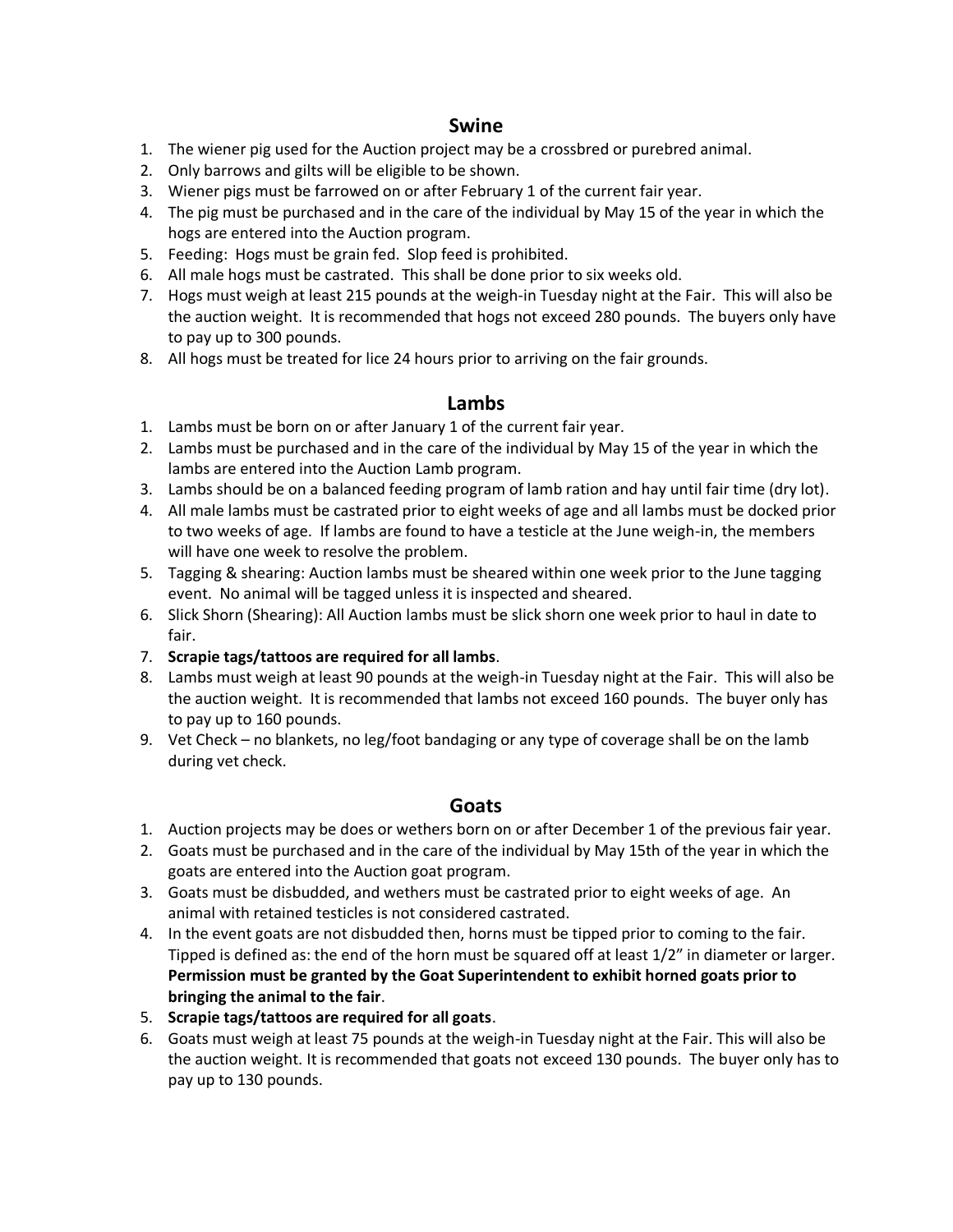## Swine

1. The wiener pig used for the Auction project may be a crossbred or purebred animal.
2. Only barrows and gilts will be eligible to be shown.
3. Wiener pigs must be farrowed on or after February 1 of the current fair year.
4. The pig must be purchased and in the care of the individual by May 15 of the year in which the hogs are entered into the Auction program.
5. Feeding: Hogs must be grain fed. Slop feed is prohibited.
6. All male hogs must be castrated. This shall be done prior to six weeks old.
7. Hogs must weigh at least 215 pounds at the weigh-in Tuesday night at the Fair. This will also be the auction weight. It is recommended that hogs not exceed 280 pounds. The buyers only have to pay up to 300 pounds.
8. All hogs must be treated for lice 24 hours prior to arriving on the fair grounds.

## Lambs

1. Lambs must be born on or after January 1 of the current fair year.
2. Lambs must be purchased and in the care of the individual by May 15 of the year in which the lambs are entered into the Auction Lamb program.
3. Lambs should be on a balanced feeding program of lamb ration and hay until fair time (dry lot).
4. All male lambs must be castrated prior to eight weeks of age and all lambs must be docked prior to two weeks of age. If lambs are found to have a testicle at the June weigh-in, the members will have one week to resolve the problem.
5. Tagging & shearing: Auction lambs must be sheared within one week prior to the June tagging event. No animal will be tagged unless it is inspected and sheared.
6. Slick Shorn (Shearing): All Auction lambs must be slick shorn one week prior to haul in date to fair.
7. **Scrapie tags/tattoos are required for all lambs**.
8. Lambs must weigh at least 90 pounds at the weigh-in Tuesday night at the Fair. This will also be the auction weight. It is recommended that lambs not exceed 160 pounds. The buyer only has to pay up to 160 pounds.
9. Vet Check – no blankets, no leg/foot bandaging or any type of coverage shall be on the lamb during vet check.

## Goats

1. Auction projects may be does or wethers born on or after December 1 of the previous fair year.
2. Goats must be purchased and in the care of the individual by May 15th of the year in which the goats are entered into the Auction goat program.
3. Goats must be disbudded, and wethers must be castrated prior to eight weeks of age. An animal with retained testicles is not considered castrated.
4. In the event goats are not disbudded then, horns must be tipped prior to coming to the fair. Tipped is defined as: the end of the horn must be squared off at least 1/2" in diameter or larger. **Permission must be granted by the Goat Superintendent to exhibit horned goats prior to bringing the animal to the fair**.
5. **Scrapie tags/tattoos are required for all goats**.
6. Goats must weigh at least 75 pounds at the weigh-in Tuesday night at the Fair. This will also be the auction weight. It is recommended that goats not exceed 130 pounds. The buyer only has to pay up to 130 pounds.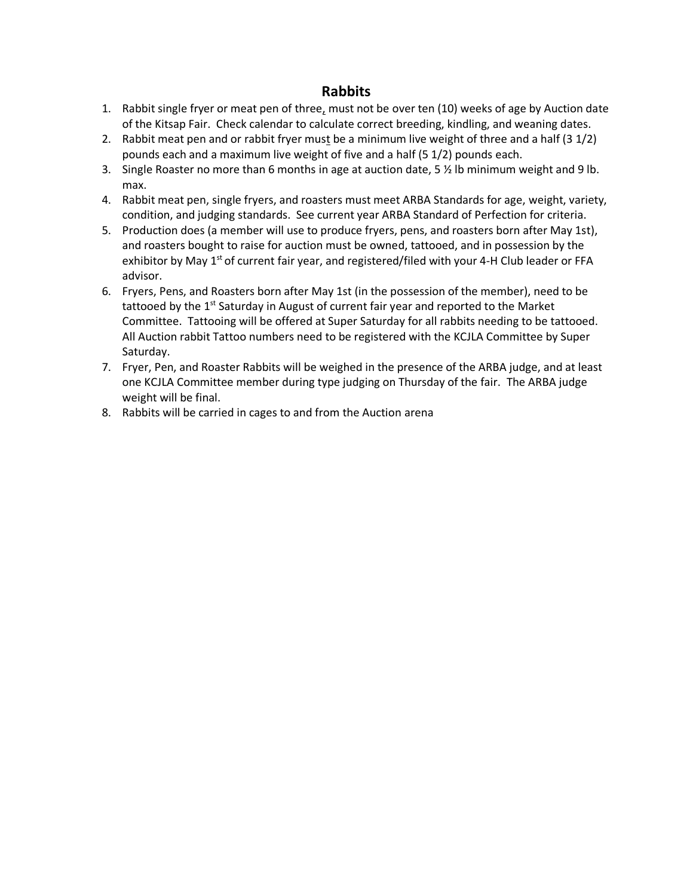## Rabbits

1. Rabbit single fryer or meat pen of three, must not be over ten (10) weeks of age by Auction date of the Kitsap Fair. Check calendar to calculate correct breeding, kindling, and weaning dates.
2. Rabbit meat pen and or rabbit fryer must be a minimum live weight of three and a half (3 1/2) pounds each and a maximum live weight of five and a half (5 1/2) pounds each.
3. Single Roaster no more than 6 months in age at auction date, 5 ½ lb minimum weight and 9 lb. max.
4. Rabbit meat pen, single fryers, and roasters must meet ARBA Standards for age, weight, variety, condition, and judging standards. See current year ARBA Standard of Perfection for criteria.
5. Production does (a member will use to produce fryers, pens, and roasters born after May 1st), and roasters bought to raise for auction must be owned, tattooed, and in possession by the exhibitor by May 1st of current fair year, and registered/filed with your 4-H Club leader or FFA advisor.
6. Fryers, Pens, and Roasters born after May 1st (in the possession of the member), need to be tattooed by the 1st Saturday in August of current fair year and reported to the Market Committee. Tattooing will be offered at Super Saturday for all rabbits needing to be tattooed. All Auction rabbit Tattoo numbers need to be registered with the KCJLA Committee by Super Saturday.
7. Fryer, Pen, and Roaster Rabbits will be weighed in the presence of the ARBA judge, and at least one KCJLA Committee member during type judging on Thursday of the fair. The ARBA judge weight will be final.
8. Rabbits will be carried in cages to and from the Auction arena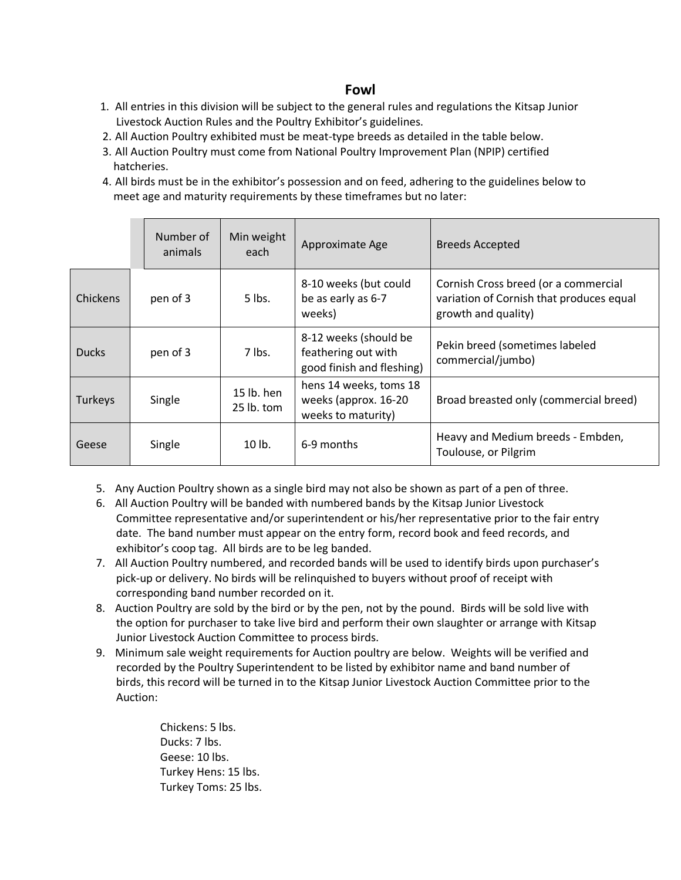## Fowl

1. All entries in this division will be subject to the general rules and regulations the Kitsap Junior Livestock Auction Rules and the Poultry Exhibitor's guidelines.
2. All Auction Poultry exhibited must be meat-type breeds as detailed in the table below.
3. All Auction Poultry must come from National Poultry Improvement Plan (NPIP) certified hatcheries.
4. All birds must be in the exhibitor's possession and on feed, adhering to the guidelines below to meet age and maturity requirements by these timeframes but no later:

| | Number of animals | Min weight each | Approximate Age | Breeds Accepted |
|---|---|---|---|---|
| Chickens | pen of 3 | 5 lbs. | 8-10 weeks (but could be as early as 6-7 weeks) | Cornish Cross breed (or a commercial variation of Cornish that produces equal growth and quality) |
| Ducks | pen of 3 | 7 lbs. | 8-12 weeks (should be feathering out with good finish and fleshing) | Pekin breed (sometimes labeled commercial/jumbo) |
| Turkeys | Single | 15 lb. hen 25 lb. tom | hens 14 weeks, toms 18 weeks (approx. 16-20 weeks to maturity) | Broad breasted only (commercial breed) |
| Geese | Single | 10 lb. | 6-9 months | Heavy and Medium breeds - Embden, Toulouse, or Pilgrim |

5. Any Auction Poultry shown as a single bird may not also be shown as part of a pen of three.
6. All Auction Poultry will be banded with numbered bands by the Kitsap Junior Livestock Committee representative and/or superintendent or his/her representative prior to the fair entry date. The band number must appear on the entry form, record book and feed records, and exhibitor's coop tag. All birds are to be leg banded.
7. All Auction Poultry numbered, and recorded bands will be used to identify birds upon purchaser's pick-up or delivery. No birds will be relinquished to buyers without proof of receipt with corresponding band number recorded on it.
8. Auction Poultry are sold by the bird or by the pen, not by the pound. Birds will be sold live with the option for purchaser to take live bird and perform their own slaughter or arrange with Kitsap Junior Livestock Auction Committee to process birds.
9. Minimum sale weight requirements for Auction poultry are below. Weights will be verified and recorded by the Poultry Superintendent to be listed by exhibitor name and band number of birds, this record will be turned in to the Kitsap Junior Livestock Auction Committee prior to the Auction:

   Chickens: 5 lbs.
   Ducks: 7 lbs.
   Geese: 10 lbs.
   Turkey Hens: 15 lbs.
   Turkey Toms: 25 lbs.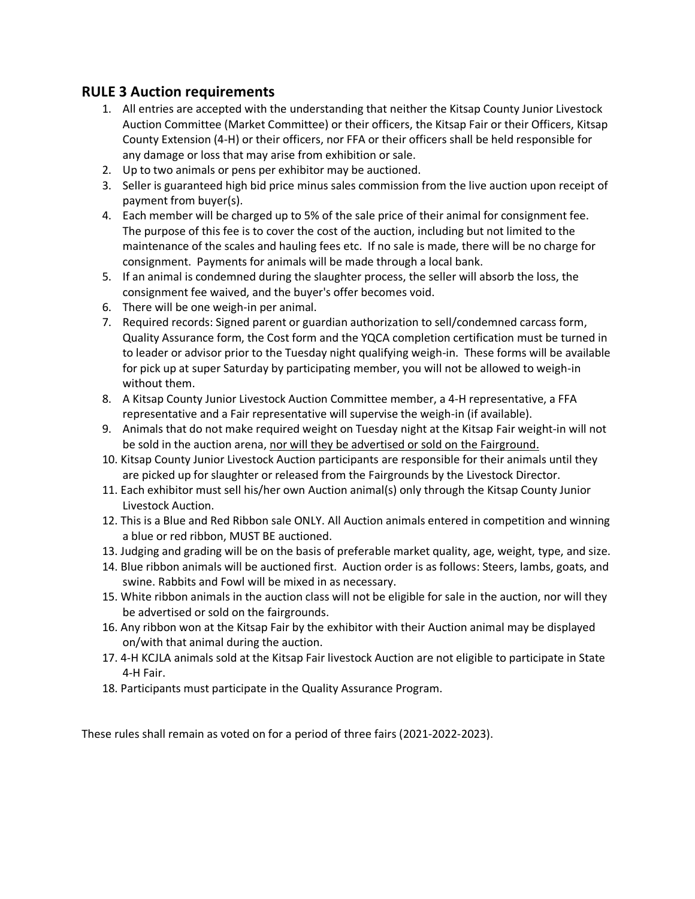## RULE 3 Auction requirements

1. All entries are accepted with the understanding that neither the Kitsap County Junior Livestock Auction Committee (Market Committee) or their officers, the Kitsap Fair or their Officers, Kitsap County Extension (4-H) or their officers, nor FFA or their officers shall be held responsible for any damage or loss that may arise from exhibition or sale.
2. Up to two animals or pens per exhibitor may be auctioned.
3. Seller is guaranteed high bid price minus sales commission from the live auction upon receipt of payment from buyer(s).
4. Each member will be charged up to 5% of the sale price of their animal for consignment fee. The purpose of this fee is to cover the cost of the auction, including but not limited to the maintenance of the scales and hauling fees etc. If no sale is made, there will be no charge for consignment. Payments for animals will be made through a local bank.
5. If an animal is condemned during the slaughter process, the seller will absorb the loss, the consignment fee waived, and the buyer's offer becomes void.
6. There will be one weigh-in per animal.
7. Required records: Signed parent or guardian authorization to sell/condemned carcass form, Quality Assurance form, the Cost form and the YQCA completion certification must be turned in to leader or advisor prior to the Tuesday night qualifying weigh-in. These forms will be available for pick up at super Saturday by participating member, you will not be allowed to weigh-in without them.
8. A Kitsap County Junior Livestock Auction Committee member, a 4-H representative, a FFA representative and a Fair representative will supervise the weigh-in (if available).
9. Animals that do not make required weight on Tuesday night at the Kitsap Fair weight-in will not be sold in the auction arena, <u>nor will they be advertised or sold on the Fairground.</u>
10. Kitsap County Junior Livestock Auction participants are responsible for their animals until they are picked up for slaughter or released from the Fairgrounds by the Livestock Director.
11. Each exhibitor must sell his/her own Auction animal(s) only through the Kitsap County Junior Livestock Auction.
12. This is a Blue and Red Ribbon sale ONLY. All Auction animals entered in competition and winning a blue or red ribbon, MUST BE auctioned.
13. Judging and grading will be on the basis of preferable market quality, age, weight, type, and size.
14. Blue ribbon animals will be auctioned first. Auction order is as follows: Steers, lambs, goats, and swine. Rabbits and Fowl will be mixed in as necessary.
15. White ribbon animals in the auction class will not be eligible for sale in the auction, nor will they be advertised or sold on the fairgrounds.
16. Any ribbon won at the Kitsap Fair by the exhibitor with their Auction animal may be displayed on/with that animal during the auction.
17. 4-H KCJLA animals sold at the Kitsap Fair livestock Auction are not eligible to participate in State 4-H Fair.
18. Participants must participate in the Quality Assurance Program.

These rules shall remain as voted on for a period of three fairs (2021-2022-2023).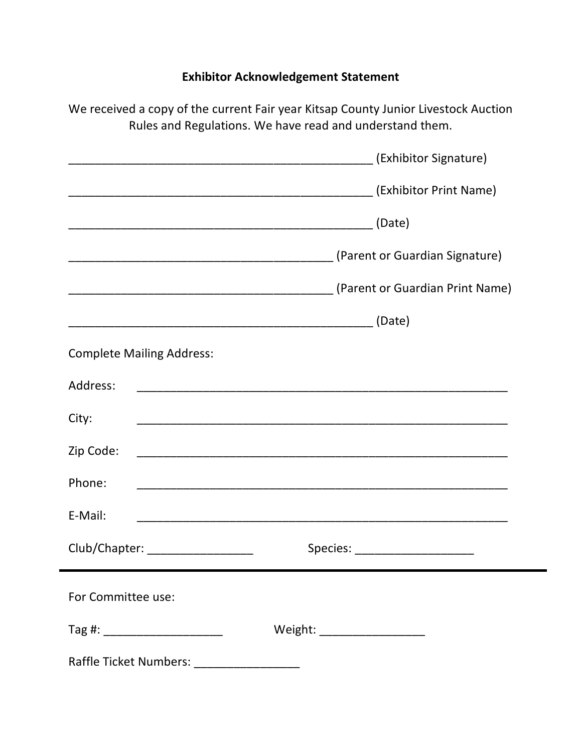## Exhibitor Acknowledgement Statement

We received a copy of the current Fair year Kitsap County Junior Livestock Auction Rules and Regulations. We have read and understand them.

_______________________________________________ (Exhibitor Signature)

_______________________________________________ (Exhibitor Print Name)

_______________________________________________ (Date)

_________________________________________ (Parent or Guardian Signature)

_________________________________________ (Parent or Guardian Print Name)

_______________________________________________ (Date)

Complete Mailing Address:

Address: __________________________________________________________

City: __________________________________________________________

Zip Code: __________________________________________________________

Phone: __________________________________________________________

E-Mail: __________________________________________________________

Club/Chapter: ________________ Species: __________________

---

For Committee use:

Tag #: __________________ Weight: ________________

Raffle Ticket Numbers: ________________